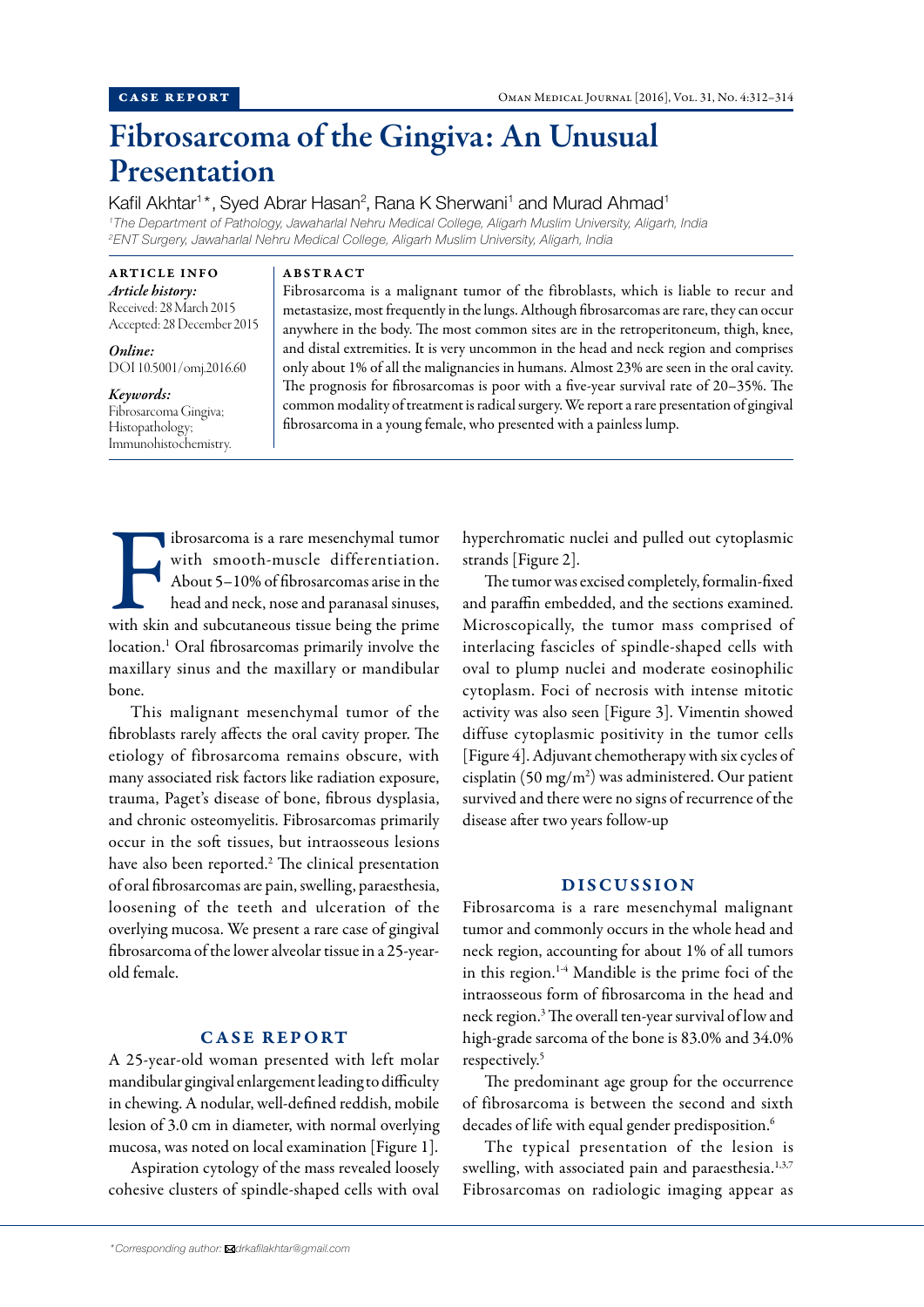CASE REPORT

# Fibrosarcoma of the Gingiva: An Unusual Presentation

Kafil Akhtar[1]*, Syed Abrar Hasan[2], Rana K Sherwani[1] and Murad Ahmad[1]

[1]The Department of Pathology, Jawaharlal Nehru Medical College, Aligarh Muslim University, Aligarh, India
[2]ENT Surgery, Jawaharlal Nehru Medical College, Aligarh Muslim University, Aligarh, India

**ARTICLE INFO**

*Article history:*
Received: 28 March 2015
Accepted: 28 December 2015

*Online:*
DOI 10.5001/omj.2016.60

*Keywords:*
Fibrosarcoma Gingiva; Histopathology; Immunohistochemistry.

**ABSTRACT**

Fibrosarcoma is a malignant tumor of the fibroblasts, which is liable to recur and metastasize, most frequently in the lungs. Although fibrosarcomas are rare, they can occur anywhere in the body. The most common sites are in the retroperitoneum, thigh, knee, and distal extremities. It is very uncommon in the head and neck region and comprises only about 1% of all the malignancies in humans. Almost 23% are seen in the oral cavity. The prognosis for fibrosarcomas is poor with a five-year survival rate of 20–35%. The common modality of treatment is radical surgery. We report a rare presentation of gingival fibrosarcoma in a young female, who presented with a painless lump.

Fibrosarcoma is a rare mesenchymal tumor with smooth-muscle differentiation. About 5–10% of fibrosarcomas arise in the head and neck, nose and paranasal sinuses, with skin and subcutaneous tissue being the prime location.[1] Oral fibrosarcomas primarily involve the maxillary sinus and the maxillary or mandibular bone.

This malignant mesenchymal tumor of the fibroblasts rarely affects the oral cavity proper. The etiology of fibrosarcoma remains obscure, with many associated risk factors like radiation exposure, trauma, Paget's disease of bone, fibrous dysplasia, and chronic osteomyelitis. Fibrosarcomas primarily occur in the soft tissues, but intraosseous lesions have also been reported.[2] The clinical presentation of oral fibrosarcomas are pain, swelling, paraesthesia, loosening of the teeth and ulceration of the overlying mucosa. We present a rare case of gingival fibrosarcoma of the lower alveolar tissue in a 25-year-old female.

## CASE REPORT

A 25-year-old woman presented with left molar mandibular gingival enlargement leading to difficulty in chewing. A nodular, well-defined reddish, mobile lesion of 3.0 cm in diameter, with normal overlying mucosa, was noted on local examination [Figure 1].

Aspiration cytology of the mass revealed loosely cohesive clusters of spindle-shaped cells with oval hyperchromatic nuclei and pulled out cytoplasmic strands [Figure 2].

The tumor was excised completely, formalin-fixed and paraffin embedded, and the sections examined. Microscopically, the tumor mass comprised of interlacing fascicles of spindle-shaped cells with oval to plump nuclei and moderate eosinophilic cytoplasm. Foci of necrosis with intense mitotic activity was also seen [Figure 3]. Vimentin showed diffuse cytoplasmic positivity in the tumor cells [Figure 4]. Adjuvant chemotherapy with six cycles of cisplatin (50 mg/m$^2$) was administered. Our patient survived and there were no signs of recurrence of the disease after two years follow-up

## DISCUSSION

Fibrosarcoma is a rare mesenchymal malignant tumor and commonly occurs in the whole head and neck region, accounting for about 1% of all tumors in this region.[1-4] Mandible is the prime foci of the intraosseous form of fibrosarcoma in the head and neck region.[3] The overall ten-year survival of low and high-grade sarcoma of the bone is 83.0% and 34.0% respectively.[5]

The predominant age group for the occurrence of fibrosarcoma is between the second and sixth decades of life with equal gender predisposition.[6]

The typical presentation of the lesion is swelling, with associated pain and paraesthesia.[1,3,7] Fibrosarcomas on radiologic imaging appear as

*Corresponding author: drkafilakhtar@gmail.com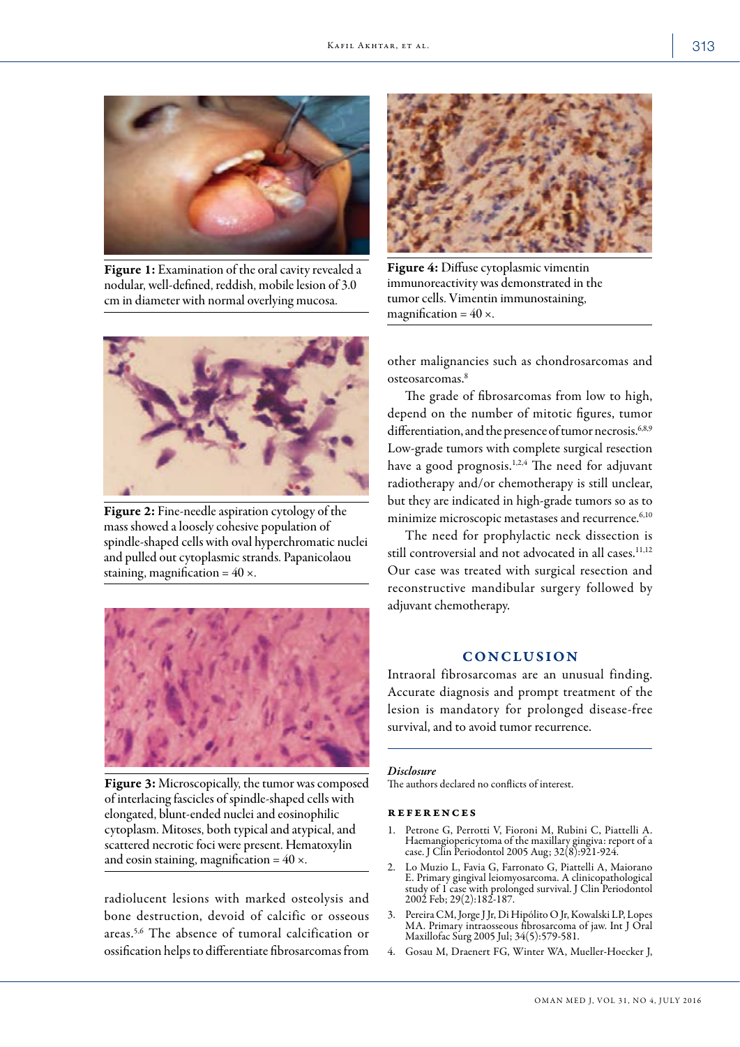Figure 1: Examination of the oral cavity revealed a nodular, well-defined, reddish, mobile lesion of 3.0 cm in diameter with normal overlying mucosa.

Figure 2: Fine-needle aspiration cytology of the mass showed a loosely cohesive population of spindle-shaped cells with oval hyperchromatic nuclei and pulled out cytoplasmic strands. Papanicolaou staining, magnification = 40 ×.

Figure 3: Microscopically, the tumor was composed of interlacing fascicles of spindle-shaped cells with elongated, blunt-ended nuclei and eosinophilic cytoplasm. Mitoses, both typical and atypical, and scattered necrotic foci were present. Hematoxylin and eosin staining, magnification = 40 ×.

radiolucent lesions with marked osteolysis and bone destruction, devoid of calcific or osseous areas.[5,6] The absence of tumoral calcification or ossification helps to differentiate fibrosarcomas from other malignancies such as chondrosarcomas and osteosarcomas.[8]

Figure 4: Diffuse cytoplasmic vimentin immunoreactivity was demonstrated in the tumor cells. Vimentin immunostaining, magnification = 40 ×.

The grade of fibrosarcomas from low to high, depend on the number of mitotic figures, tumor differentiation, and the presence of tumor necrosis.[6,8,9] Low-grade tumors with complete surgical resection have a good prognosis.[1,2,4] The need for adjuvant radiotherapy and/or chemotherapy is still unclear, but they are indicated in high-grade tumors so as to minimize microscopic metastases and recurrence.[6,10]

The need for prophylactic neck dissection is still controversial and not advocated in all cases.[11,12] Our case was treated with surgical resection and reconstructive mandibular surgery followed by adjuvant chemotherapy.

## CONCLUSION

Intraoral fibrosarcomas are an unusual finding. Accurate diagnosis and prompt treatment of the lesion is mandatory for prolonged disease-free survival, and to avoid tumor recurrence.

*Disclosure*

The authors declared no conflicts of interest.

## REFERENCES

1. Petrone G, Perrotti V, Fioroni M, Rubini C, Piattelli A. Haemangiopericytoma of the maxillary gingiva: report of a case. J Clin Periodontol 2005 Aug; 32(8):921-924.
2. Lo Muzio L, Favia G, Farronato G, Piattelli A, Maiorano E. Primary gingival leiomyosarcoma. A clinicopathological study of 1 case with prolonged survival. J Clin Periodontol 2002 Feb; 29(2):182-187.
3. Pereira CM, Jorge J Jr, Di Hipólito O Jr, Kowalski LP, Lopes MA. Primary intraosseous fibrosarcoma of jaw. Int J Oral Maxillofac Surg 2005 Jul; 34(5):579-581.
4. Gosau M, Draenert FG, Winter WA, Mueller-Hoecker J,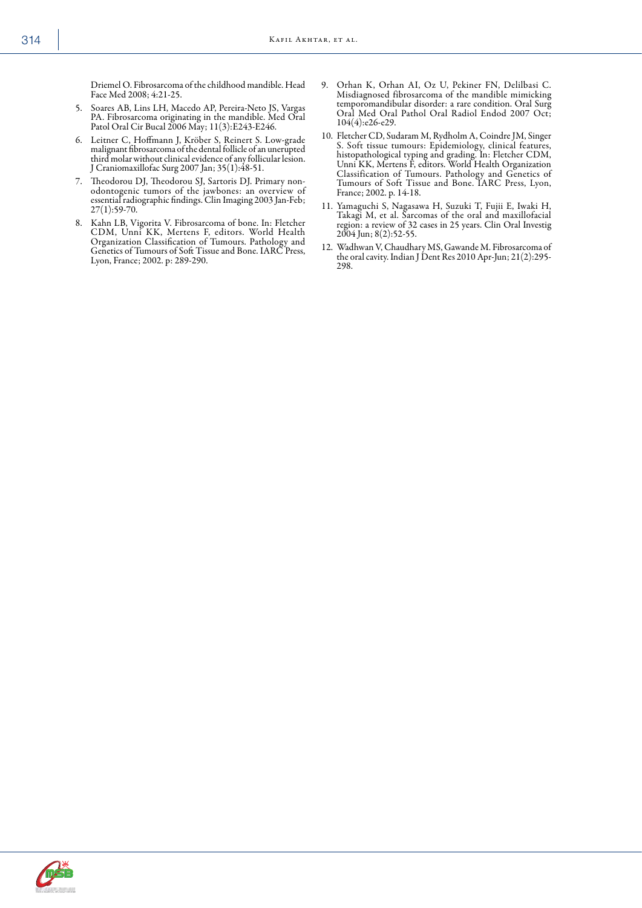Driemel O. Fibrosarcoma of the childhood mandible. Head Face Med 2008; 4:21-25.

5. Soares AB, Lins LH, Macedo AP, Pereira-Neto JS, Vargas PA. Fibrosarcoma originating in the mandible. Med Oral Patol Oral Cir Bucal 2006 May; 11(3):E243-E246.
6. Leitner C, Hoffmann J, Kröber S, Reinert S. Low-grade malignant fibrosarcoma of the dental follicle of an unerupted third molar without clinical evidence of any follicular lesion. J Craniomaxillofac Surg 2007 Jan; 35(1):48-51.
7. Theodorou DJ, Theodorou SJ, Sartoris DJ. Primary non-odontogenic tumors of the jawbones: an overview of essential radiographic findings. Clin Imaging 2003 Jan-Feb; 27(1):59-70.
8. Kahn LB, Vigorita V. Fibrosarcoma of bone. In: Fletcher CDM, Unni KK, Mertens F, editors. World Health Organization Classification of Tumours. Pathology and Genetics of Tumours of Soft Tissue and Bone. IARC Press, Lyon, France; 2002. p: 289-290.
9. Orhan K, Orhan AI, Oz U, Pekiner FN, Delilbasi C. Misdiagnosed fibrosarcoma of the mandible mimicking temporomandibular disorder: a rare condition. Oral Surg Oral Med Oral Pathol Oral Radiol Endod 2007 Oct; 104(4):e26-e29.
10. Fletcher CD, Sudaram M, Rydholm A, Coindre JM, Singer S. Soft tissue tumours: Epidemiology, clinical features, histopathological typing and grading. In: Fletcher CDM, Unni KK, Mertens F, editors. World Health Organization Classification of Tumours. Pathology and Genetics of Tumours of Soft Tissue and Bone. IARC Press, Lyon, France; 2002. p. 14-18.
11. Yamaguchi S, Nagasawa H, Suzuki T, Fujii E, Iwaki H, Takagi M, et al. Sarcomas of the oral and maxillofacial region: a review of 32 cases in 25 years. Clin Oral Investig 2004 Jun; 8(2):52-55.
12. Wadhwan V, Chaudhary MS, Gawande M. Fibrosarcoma of the oral cavity. Indian J Dent Res 2010 Apr-Jun; 21(2):295-298.